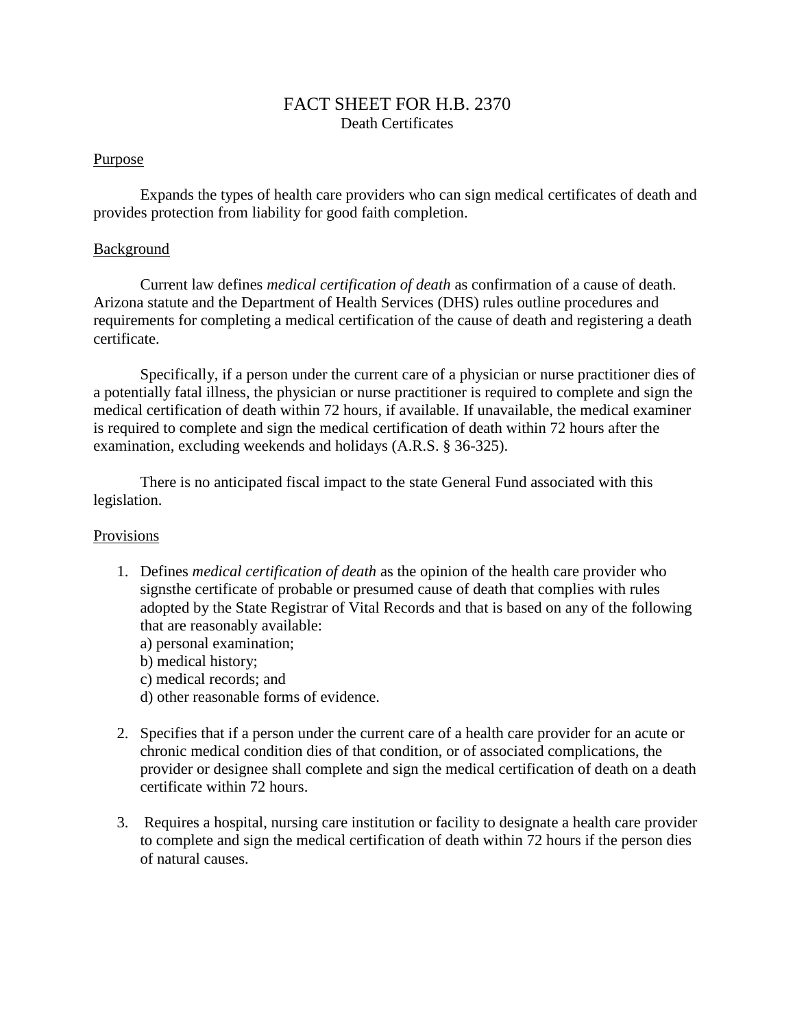# FACT SHEET FOR H.B. 2370

Death Certificates

## Purpose

Expands the types of health care providers who can sign medical certificates of death and provides protection from liability for good faith completion.

## Background

Current law defines *medical certification of death* as confirmation of a cause of death. Arizona statute and the Department of Health Services (DHS) rules outline procedures and requirements for completing a medical certification of the cause of death and registering a death certificate.

Specifically, if a person under the current care of a physician or nurse practitioner dies of a potentially fatal illness, the physician or nurse practitioner is required to complete and sign the medical certification of death within 72 hours, if available. If unavailable, the medical examiner is required to complete and sign the medical certification of death within 72 hours after the examination, excluding weekends and holidays (A.R.S. § 36-325).

There is no anticipated fiscal impact to the state General Fund associated with this legislation.

## Provisions

1. Defines *medical certification of death* as the opinion of the health care provider who signsthe certificate of probable or presumed cause of death that complies with rules adopted by the State Registrar of Vital Records and that is based on any of the following that are reasonably available:
   a) personal examination;
   b) medical history;
   c) medical records; and
   d) other reasonable forms of evidence.

2. Specifies that if a person under the current care of a health care provider for an acute or chronic medical condition dies of that condition, or of associated complications, the provider or designee shall complete and sign the medical certification of death on a death certificate within 72 hours.

3. Requires a hospital, nursing care institution or facility to designate a health care provider to complete and sign the medical certification of death within 72 hours if the person dies of natural causes.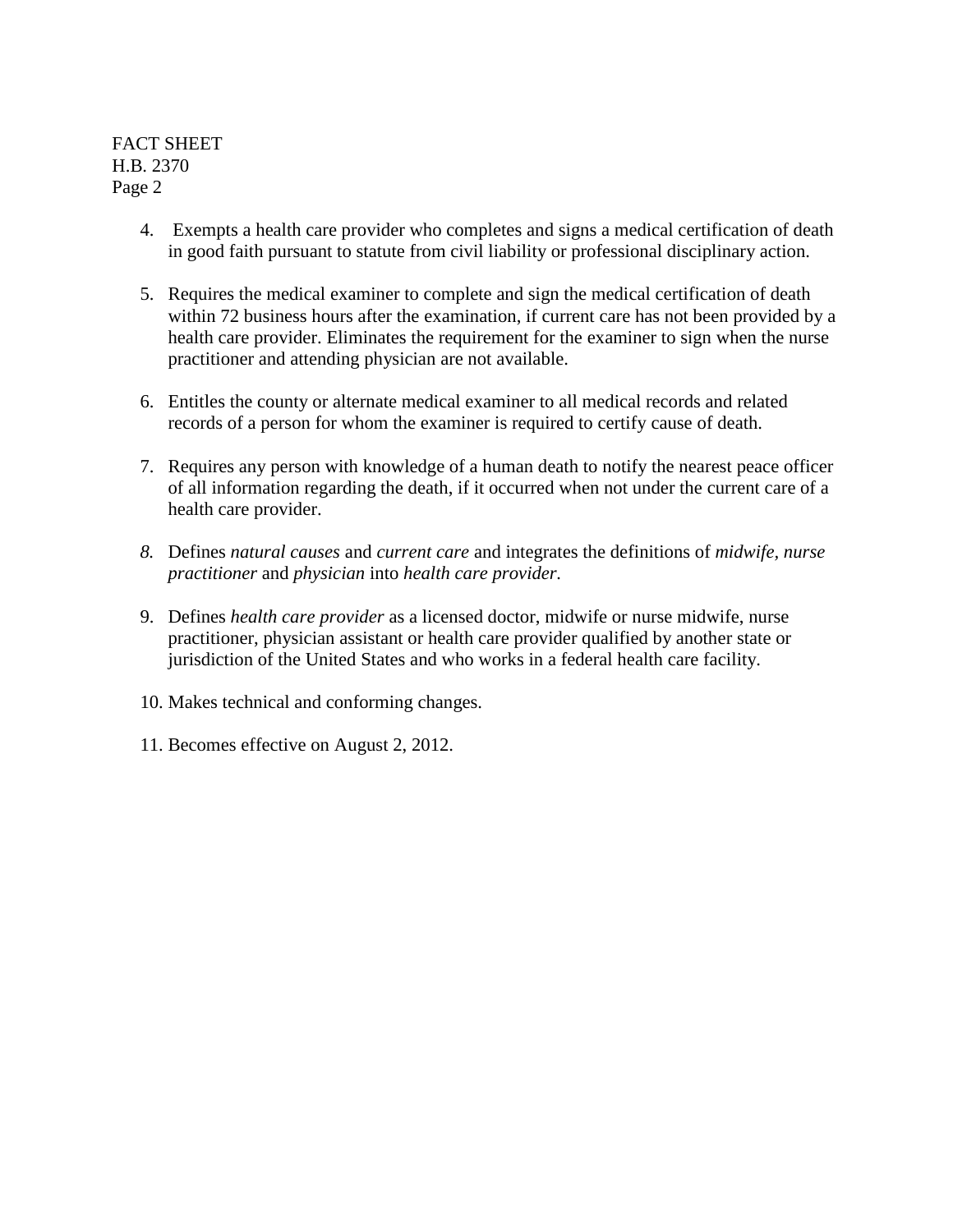4. Exempts a health care provider who completes and signs a medical certification of death in good faith pursuant to statute from civil liability or professional disciplinary action.

5. Requires the medical examiner to complete and sign the medical certification of death within 72 business hours after the examination, if current care has not been provided by a health care provider. Eliminates the requirement for the examiner to sign when the nurse practitioner and attending physician are not available.

6. Entitles the county or alternate medical examiner to all medical records and related records of a person for whom the examiner is required to certify cause of death.

7. Requires any person with knowledge of a human death to notify the nearest peace officer of all information regarding the death, if it occurred when not under the current care of a health care provider.

8. Defines *natural causes* and *current care* and integrates the definitions of *midwife, nurse practitioner* and *physician* into *health care provider*.

9. Defines *health care provider* as a licensed doctor, midwife or nurse midwife, nurse practitioner, physician assistant or health care provider qualified by another state or jurisdiction of the United States and who works in a federal health care facility.

10. Makes technical and conforming changes.

11. Becomes effective on August 2, 2012.